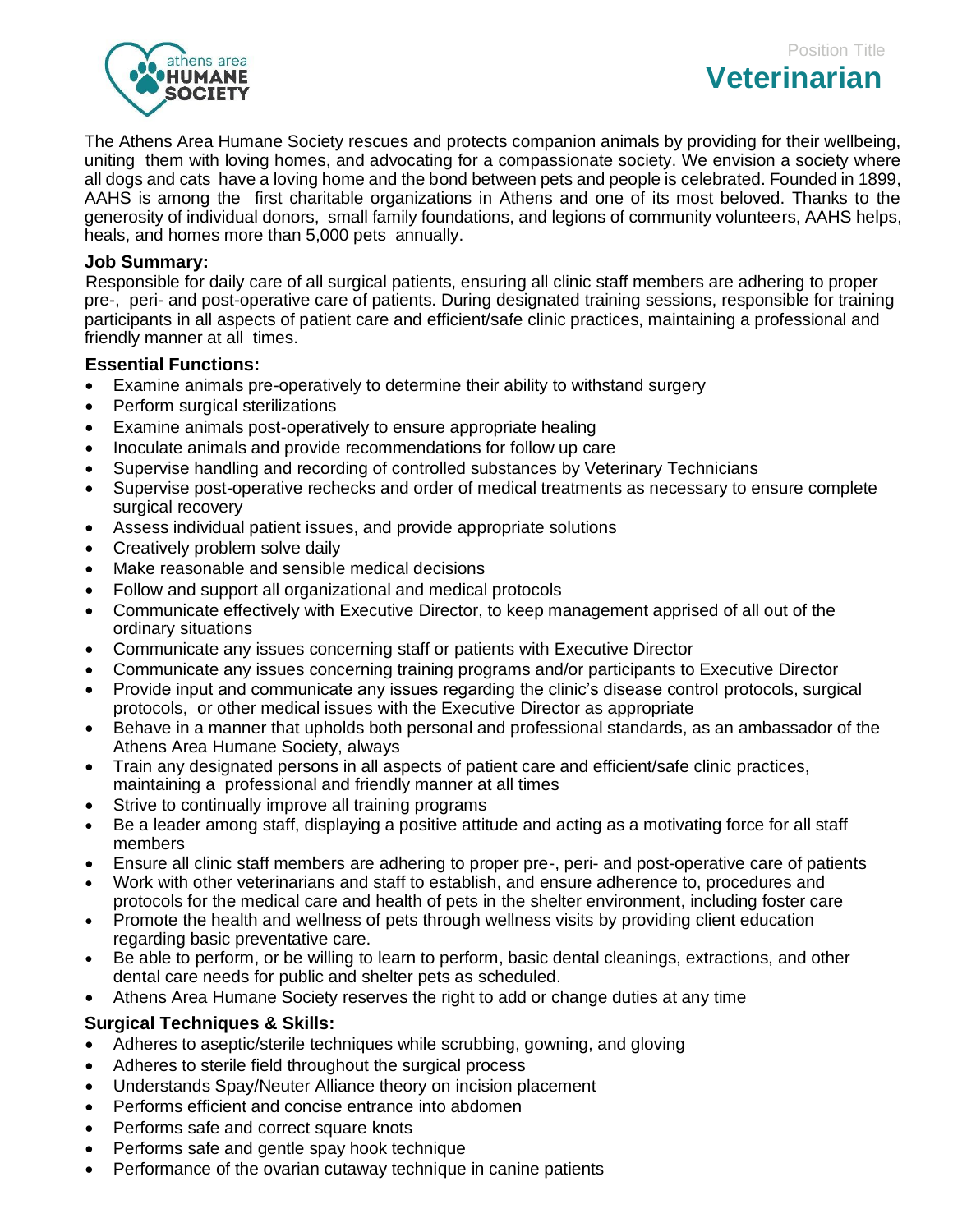Position Title

# Veterinarian

The Athens Area Humane Society rescues and protects companion animals by providing for their wellbeing, uniting them with loving homes, and advocating for a compassionate society. We envision a society where all dogs and cats have a loving home and the bond between pets and people is celebrated. Founded in 1899, AAHS is among the first charitable organizations in Athens and one of its most beloved. Thanks to the generosity of individual donors, small family foundations, and legions of community volunteers, AAHS helps, heals, and homes more than 5,000 pets annually.

**Job Summary:**

Responsible for daily care of all surgical patients, ensuring all clinic staff members are adhering to proper pre-, peri- and post-operative care of patients. During designated training sessions, responsible for training participants in all aspects of patient care and efficient/safe clinic practices, maintaining a professional and friendly manner at all times.

**Essential Functions:**

- Examine animals pre-operatively to determine their ability to withstand surgery
- Perform surgical sterilizations
- Examine animals post-operatively to ensure appropriate healing
- Inoculate animals and provide recommendations for follow up care
- Supervise handling and recording of controlled substances by Veterinary Technicians
- Supervise post-operative rechecks and order of medical treatments as necessary to ensure complete surgical recovery
- Assess individual patient issues, and provide appropriate solutions
- Creatively problem solve daily
- Make reasonable and sensible medical decisions
- Follow and support all organizational and medical protocols
- Communicate effectively with Executive Director, to keep management apprised of all out of the ordinary situations
- Communicate any issues concerning staff or patients with Executive Director
- Communicate any issues concerning training programs and/or participants to Executive Director
- Provide input and communicate any issues regarding the clinic's disease control protocols, surgical protocols, or other medical issues with the Executive Director as appropriate
- Behave in a manner that upholds both personal and professional standards, as an ambassador of the Athens Area Humane Society, always
- Train any designated persons in all aspects of patient care and efficient/safe clinic practices, maintaining a professional and friendly manner at all times
- Strive to continually improve all training programs
- Be a leader among staff, displaying a positive attitude and acting as a motivating force for all staff members
- Ensure all clinic staff members are adhering to proper pre-, peri- and post-operative care of patients
- Work with other veterinarians and staff to establish, and ensure adherence to, procedures and protocols for the medical care and health of pets in the shelter environment, including foster care
- Promote the health and wellness of pets through wellness visits by providing client education regarding basic preventative care.
- Be able to perform, or be willing to learn to perform, basic dental cleanings, extractions, and other dental care needs for public and shelter pets as scheduled.
- Athens Area Humane Society reserves the right to add or change duties at any time

**Surgical Techniques & Skills:**

- Adheres to aseptic/sterile techniques while scrubbing, gowning, and gloving
- Adheres to sterile field throughout the surgical process
- Understands Spay/Neuter Alliance theory on incision placement
- Performs efficient and concise entrance into abdomen
- Performs safe and correct square knots
- Performs safe and gentle spay hook technique
- Performance of the ovarian cutaway technique in canine patients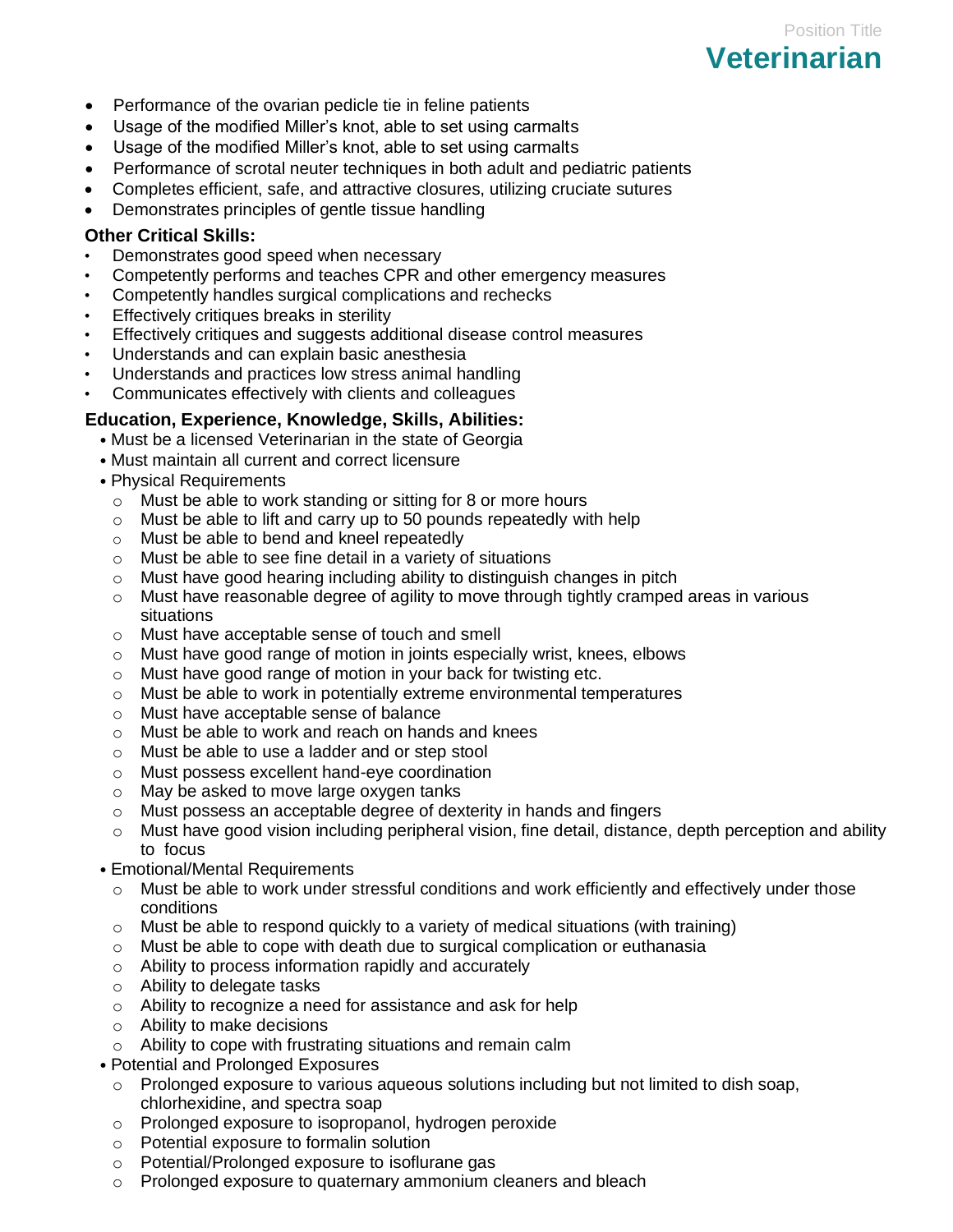- Performance of the ovarian pedicle tie in feline patients
- Usage of the modified Miller's knot, able to set using carmalts
- Usage of the modified Miller's knot, able to set using carmalts
- Performance of scrotal neuter techniques in both adult and pediatric patients
- Completes efficient, safe, and attractive closures, utilizing cruciate sutures
- Demonstrates principles of gentle tissue handling

**Other Critical Skills:**

- Demonstrates good speed when necessary
- Competently performs and teaches CPR and other emergency measures
- Competently handles surgical complications and rechecks
- Effectively critiques breaks in sterility
- Effectively critiques and suggests additional disease control measures
- Understands and can explain basic anesthesia
- Understands and practices low stress animal handling
- Communicates effectively with clients and colleagues

**Education, Experience, Knowledge, Skills, Abilities:**

- Must be a licensed Veterinarian in the state of Georgia
- Must maintain all current and correct licensure
- Physical Requirements
  - Must be able to work standing or sitting for 8 or more hours
  - Must be able to lift and carry up to 50 pounds repeatedly with help
  - Must be able to bend and kneel repeatedly
  - Must be able to see fine detail in a variety of situations
  - Must have good hearing including ability to distinguish changes in pitch
  - Must have reasonable degree of agility to move through tightly cramped areas in various situations
  - Must have acceptable sense of touch and smell
  - Must have good range of motion in joints especially wrist, knees, elbows
  - Must have good range of motion in your back for twisting etc.
  - Must be able to work in potentially extreme environmental temperatures
  - Must have acceptable sense of balance
  - Must be able to work and reach on hands and knees
  - Must be able to use a ladder and or step stool
  - Must possess excellent hand-eye coordination
  - May be asked to move large oxygen tanks
  - Must possess an acceptable degree of dexterity in hands and fingers
  - Must have good vision including peripheral vision, fine detail, distance, depth perception and ability to focus
- Emotional/Mental Requirements
  - Must be able to work under stressful conditions and work efficiently and effectively under those conditions
  - Must be able to respond quickly to a variety of medical situations (with training)
  - Must be able to cope with death due to surgical complication or euthanasia
  - Ability to process information rapidly and accurately
  - Ability to delegate tasks
  - Ability to recognize a need for assistance and ask for help
  - Ability to make decisions
  - Ability to cope with frustrating situations and remain calm
- Potential and Prolonged Exposures
  - Prolonged exposure to various aqueous solutions including but not limited to dish soap, chlorhexidine, and spectra soap
  - Prolonged exposure to isopropanol, hydrogen peroxide
  - Potential exposure to formalin solution
  - Potential/Prolonged exposure to isoflurane gas
  - Prolonged exposure to quaternary ammonium cleaners and bleach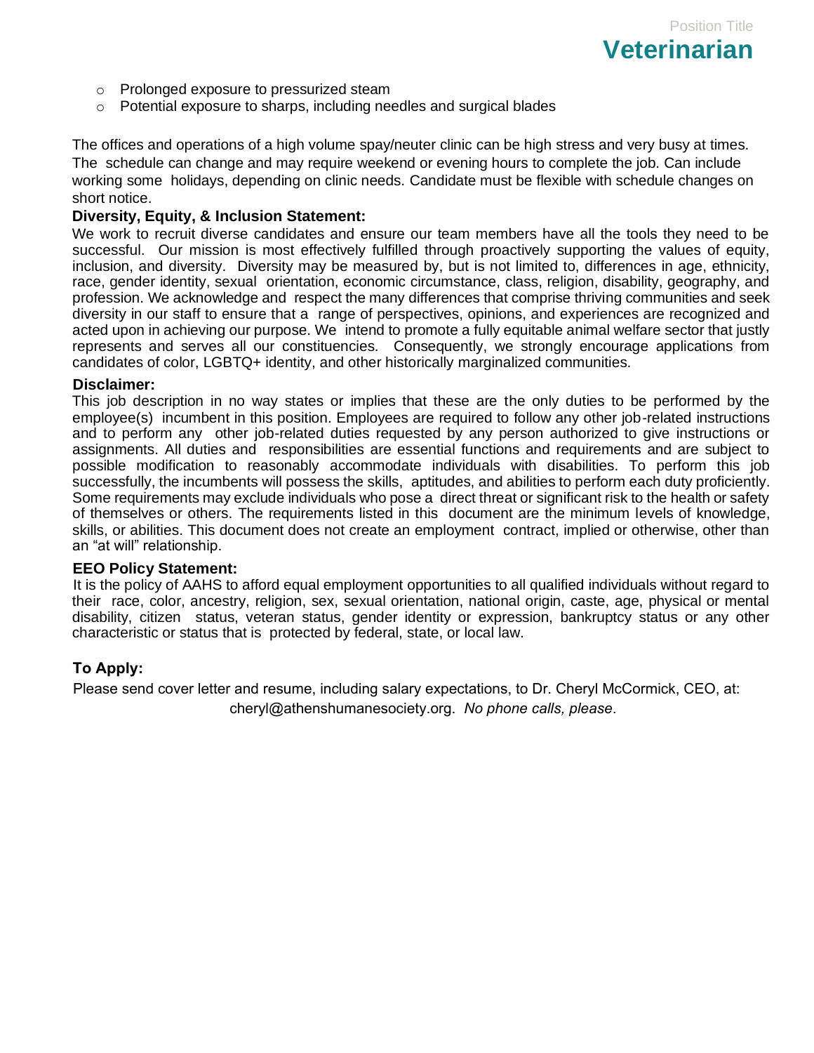- Prolonged exposure to pressurized steam
- Potential exposure to sharps, including needles and surgical blades

The offices and operations of a high volume spay/neuter clinic can be high stress and very busy at times. The schedule can change and may require weekend or evening hours to complete the job. Can include working some holidays, depending on clinic needs. Candidate must be flexible with schedule changes on short notice.

**Diversity, Equity, & Inclusion Statement:**

We work to recruit diverse candidates and ensure our team members have all the tools they need to be successful. Our mission is most effectively fulfilled through proactively supporting the values of equity, inclusion, and diversity. Diversity may be measured by, but is not limited to, differences in age, ethnicity, race, gender identity, sexual orientation, economic circumstance, class, religion, disability, geography, and profession. We acknowledge and respect the many differences that comprise thriving communities and seek diversity in our staff to ensure that a range of perspectives, opinions, and experiences are recognized and acted upon in achieving our purpose. We intend to promote a fully equitable animal welfare sector that justly represents and serves all our constituencies. Consequently, we strongly encourage applications from candidates of color, LGBTQ+ identity, and other historically marginalized communities.

**Disclaimer:**

This job description in no way states or implies that these are the only duties to be performed by the employee(s) incumbent in this position. Employees are required to follow any other job-related instructions and to perform any other job-related duties requested by any person authorized to give instructions or assignments. All duties and responsibilities are essential functions and requirements and are subject to possible modification to reasonably accommodate individuals with disabilities. To perform this job successfully, the incumbents will possess the skills, aptitudes, and abilities to perform each duty proficiently. Some requirements may exclude individuals who pose a direct threat or significant risk to the health or safety of themselves or others. The requirements listed in this document are the minimum levels of knowledge, skills, or abilities. This document does not create an employment contract, implied or otherwise, other than an "at will" relationship.

**EEO Policy Statement:**

It is the policy of AAHS to afford equal employment opportunities to all qualified individuals without regard to their race, color, ancestry, religion, sex, sexual orientation, national origin, caste, age, physical or mental disability, citizen status, veteran status, gender identity or expression, bankruptcy status or any other characteristic or status that is protected by federal, state, or local law.

**To Apply:**

Please send cover letter and resume, including salary expectations, to Dr. Cheryl McCormick, CEO, at: cheryl@athenshumanesociety.org. *No phone calls, please*.